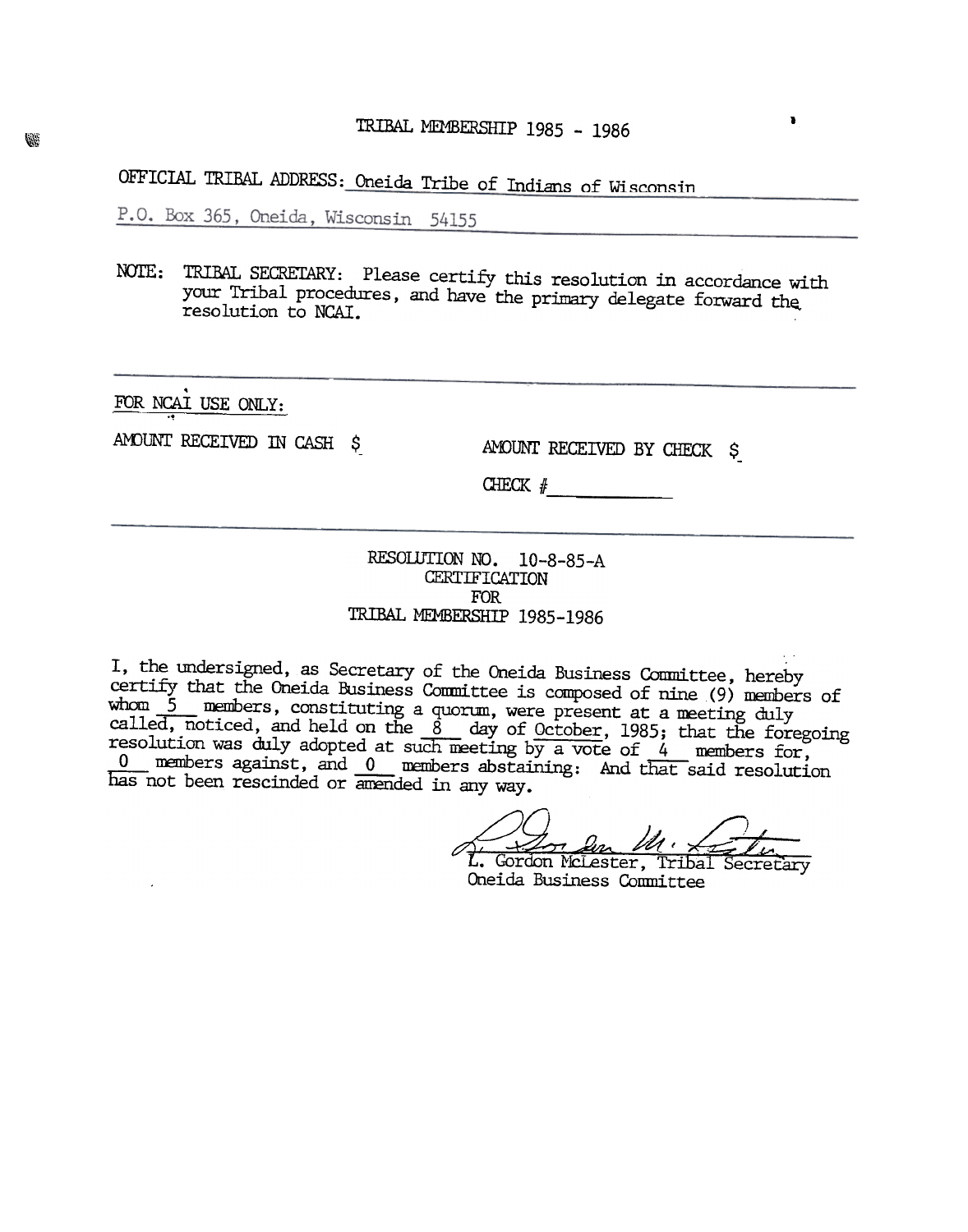TRIBAL MEMBERSHIP 1985 - 1986

OFFICIAL TRIBAL ADDRESS: Oneida Tribe of Indians of Wisconsin

P.O. Box 365, Oneida, Wisconsin 54155

NOTE: TRIBAL SECRETARY: Please certify this resolution in accordance with your Tribal procedures, and have the primary delegate forward the resolution to NCAI.

---

FOR NCAI USE ONLY:

AMOUNT RECEIVED IN CASH $ 

AMOUNT RECEIVED BY CHECK $ 

CHECK # ___________

---

RESOLUTION NO. 10-8-85-A
CERTIFICATION
FOR
TRIBAL MEMBERSHIP 1985-1986

I, the undersigned, as Secretary of the Oneida Business Committee, hereby certify that the Oneida Business Committee is composed of nine (9) members of whom 5 members, constituting a quorum, were present at a meeting duly called, noticed, and held on the 8 day of October, 1985; that the foregoing resolution was duly adopted at such meeting by a vote of 4 members for, 0 members against, and 0 members abstaining: And that said resolution has not been rescinded or amended in any way.

L. Gordon McLester, Tribal Secretary
Oneida Business Committee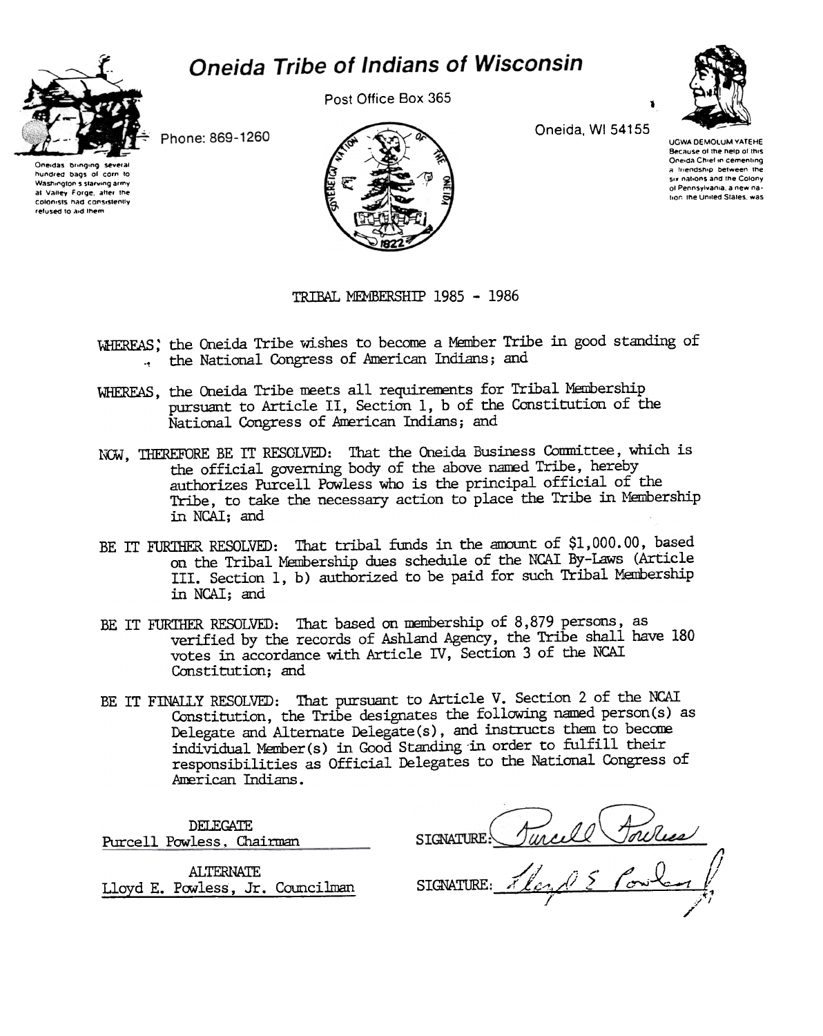# Oneida Tribe of Indians of Wisconsin

Post Office Box 365

Phone: 869-1260

Oneida, WI 54155

Oneidas bringing several hundred bags of corn to Washington's starving army at Valley Forge, after the colonists had consistently refused to aid them

UGWA DEMOLUM YATEHE Because of the help of this Oneida Chief in cementing a friendship between the six nations and the Colony of Pennsylvania, a new nation, the United States, was

SOVEREIGN NATION OF THE ONEIDA 1822

TRIBAL MEMBERSHIP 1985 - 1986

WHEREAS, the Oneida Tribe wishes to become a Member Tribe in good standing of the National Congress of American Indians; and

WHEREAS, the Oneida Tribe meets all requirements for Tribal Membership pursuant to Article II, Section 1, b of the Constitution of the National Congress of American Indians; and

NOW, THEREFORE BE IT RESOLVED: That the Oneida Business Committee, which is the official governing body of the above named Tribe, hereby authorizes Purcell Powless who is the principal official of the Tribe, to take the necessary action to place the Tribe in Membership in NCAI; and

BE IT FURTHER RESOLVED: That tribal funds in the amount of $1,000.00, based on the Tribal Membership dues schedule of the NCAI By-Laws (Article III. Section 1, b) authorized to be paid for such Tribal Membership in NCAI; and

BE IT FURTHER RESOLVED: That based on membership of 8,879 persons, as verified by the records of Ashland Agency, the Tribe shall have 180 votes in accordance with Article IV, Section 3 of the NCAI Constitution; and

BE IT FINALLY RESOLVED: That pursuant to Article V. Section 2 of the NCAI Constitution, the Tribe designates the following named person(s) as Delegate and Alternate Delegate(s), and instructs them to become individual Member(s) in Good Standing in order to fulfill their responsibilities as Official Delegates to the National Congress of American Indians.

DELEGATE
Purcell Powless, Chairman

SIGNATURE: Purcell Powless

ALTERNATE
Lloyd E. Powless, Jr. Councilman

SIGNATURE: Lloyd E Powless Jr